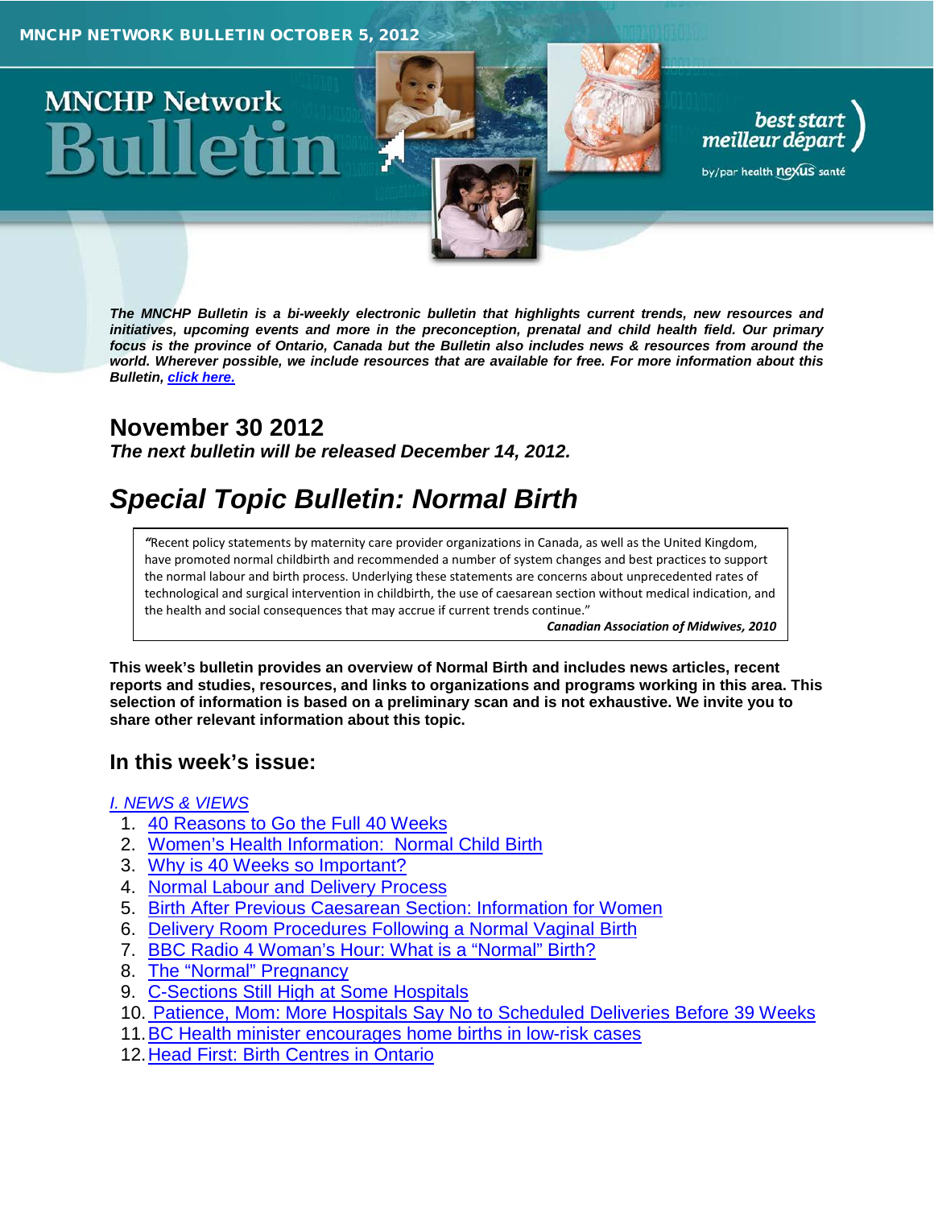MNCHP NETWORK BULLETIN OCTOBER 5, 2012

# MNCHP Network Bulletin

best start meilleur départ by/par health nexus santé

***The MNCHP Bulletin is a bi-weekly electronic bulletin that highlights current trends, new resources and initiatives, upcoming events and more in the preconception, prenatal and child health field. Our primary focus is the province of Ontario, Canada but the Bulletin also includes news & resources from around the world. Wherever possible, we include resources that are available for free. For more information about this Bulletin, click here.***

## November 30 2012

***The next bulletin will be released December 14, 2012.***

# *Special Topic Bulletin: Normal Birth*

> "Recent policy statements by maternity care provider organizations in Canada, as well as the United Kingdom, have promoted normal childbirth and recommended a number of system changes and best practices to support the normal labour and birth process. Underlying these statements are concerns about unprecedented rates of technological and surgical intervention in childbirth, the use of caesarean section without medical indication, and the health and social consequences that may accrue if current trends continue."
>
> ***Canadian Association of Midwives, 2010***

**This week's bulletin provides an overview of Normal Birth and includes news articles, recent reports and studies, resources, and links to organizations and programs working in this area. This selection of information is based on a preliminary scan and is not exhaustive. We invite you to share other relevant information about this topic.**

## In this week's issue:

*I. NEWS & VIEWS*

1. 40 Reasons to Go the Full 40 Weeks
2. Women's Health Information: Normal Child Birth
3. Why is 40 Weeks so Important?
4. Normal Labour and Delivery Process
5. Birth After Previous Caesarean Section: Information for Women
6. Delivery Room Procedures Following a Normal Vaginal Birth
7. BBC Radio 4 Woman's Hour: What is a "Normal" Birth?
8. The "Normal" Pregnancy
9. C-Sections Still High at Some Hospitals
10. Patience, Mom: More Hospitals Say No to Scheduled Deliveries Before 39 Weeks
11. BC Health minister encourages home births in low-risk cases
12. Head First: Birth Centres in Ontario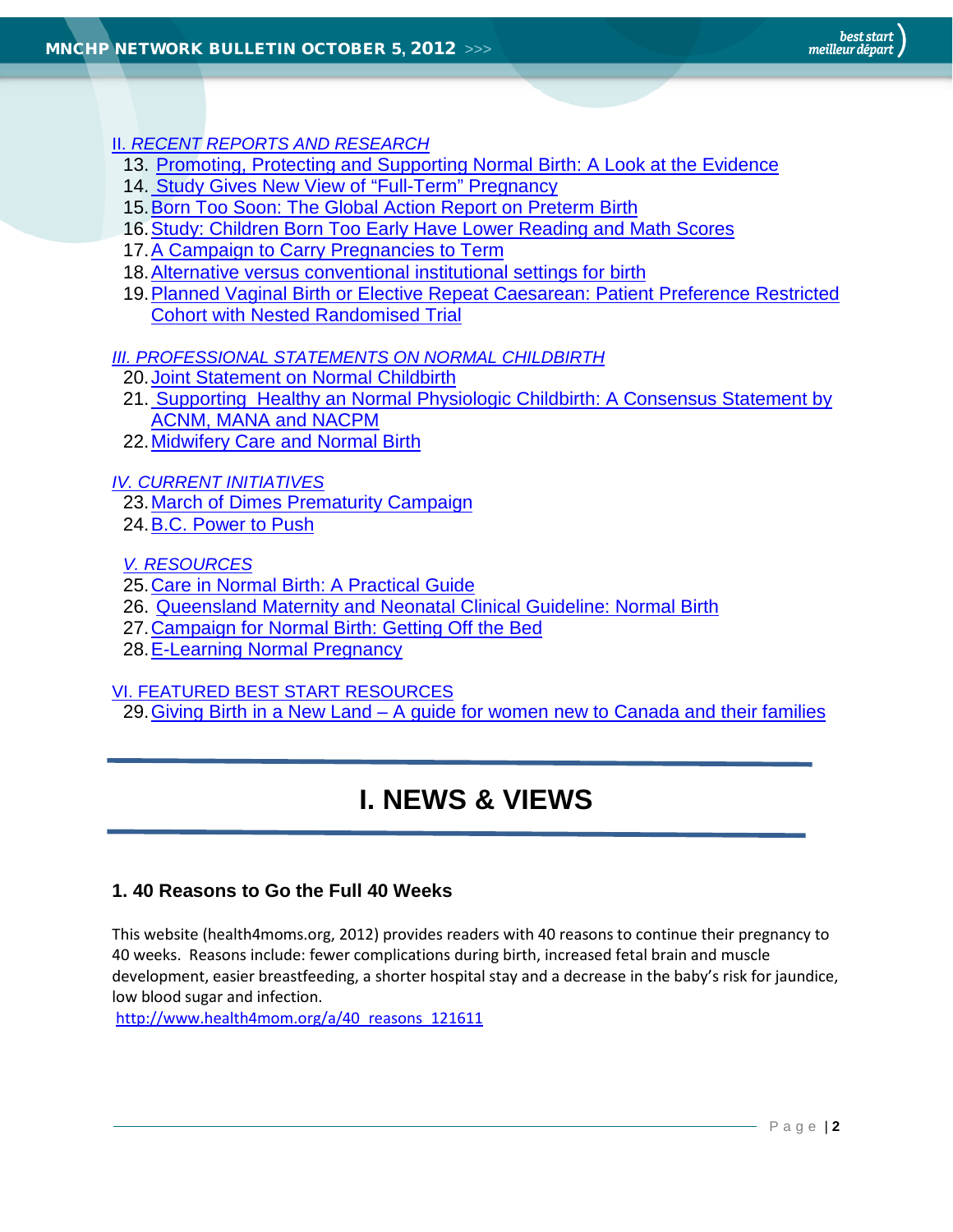*II. RECENT REPORTS AND RESEARCH*

13. Promoting, Protecting and Supporting Normal Birth: A Look at the Evidence
14. Study Gives New View of "Full-Term" Pregnancy
15. Born Too Soon: The Global Action Report on Preterm Birth
16. Study: Children Born Too Early Have Lower Reading and Math Scores
17. A Campaign to Carry Pregnancies to Term
18. Alternative versus conventional institutional settings for birth
19. Planned Vaginal Birth or Elective Repeat Caesarean: Patient Preference Restricted Cohort with Nested Randomised Trial

*III. PROFESSIONAL STATEMENTS ON NORMAL CHILDBIRTH*

20. Joint Statement on Normal Childbirth
21. Supporting Healthy an Normal Physiologic Childbirth: A Consensus Statement by ACNM, MANA and NACPM
22. Midwifery Care and Normal Birth

*IV. CURRENT INITIATIVES*

23. March of Dimes Prematurity Campaign
24. B.C. Power to Push

*V. RESOURCES*

25. Care in Normal Birth: A Practical Guide
26. Queensland Maternity and Neonatal Clinical Guideline: Normal Birth
27. Campaign for Normal Birth: Getting Off the Bed
28. E-Learning Normal Pregnancy

VI. FEATURED BEST START RESOURCES

29. Giving Birth in a New Land – A guide for women new to Canada and their families

# I. NEWS & VIEWS

### 1. 40 Reasons to Go the Full 40 Weeks

This website (health4moms.org, 2012) provides readers with 40 reasons to continue their pregnancy to 40 weeks. Reasons include: fewer complications during birth, increased fetal brain and muscle development, easier breastfeeding, a shorter hospital stay and a decrease in the baby's risk for jaundice, low blood sugar and infection.

http://www.health4mom.org/a/40_reasons_121611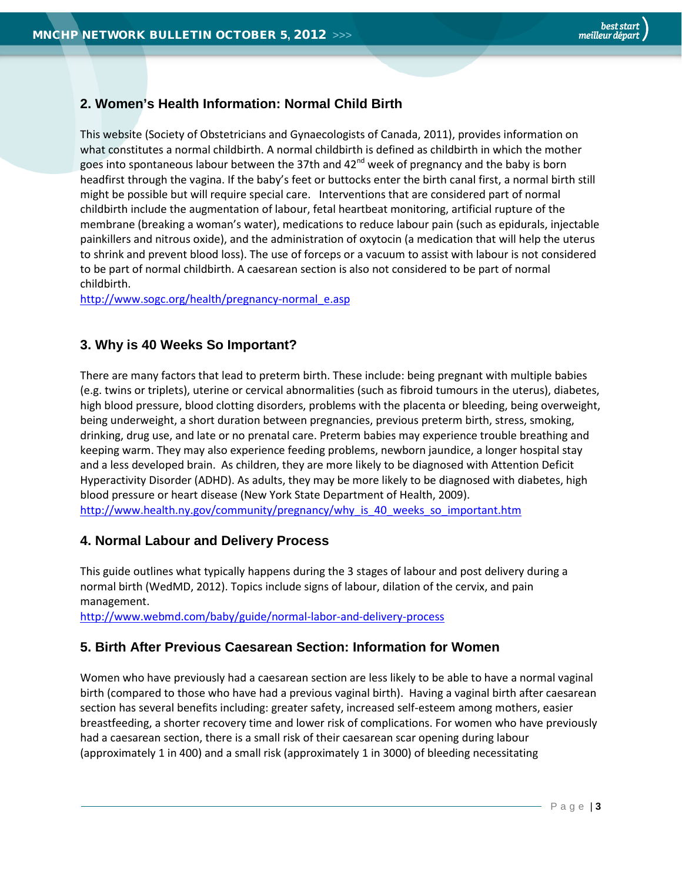## 2. Women's Health Information: Normal Child Birth

This website (Society of Obstetricians and Gynaecologists of Canada, 2011), provides information on what constitutes a normal childbirth. A normal childbirth is defined as childbirth in which the mother goes into spontaneous labour between the 37th and 42nd week of pregnancy and the baby is born headfirst through the vagina. If the baby's feet or buttocks enter the birth canal first, a normal birth still might be possible but will require special care. Interventions that are considered part of normal childbirth include the augmentation of labour, fetal heartbeat monitoring, artificial rupture of the membrane (breaking a woman's water), medications to reduce labour pain (such as epidurals, injectable painkillers and nitrous oxide), and the administration of oxytocin (a medication that will help the uterus to shrink and prevent blood loss). The use of forceps or a vacuum to assist with labour is not considered to be part of normal childbirth. A caesarean section is also not considered to be part of normal childbirth.

http://www.sogc.org/health/pregnancy-normal_e.asp

## 3. Why is 40 Weeks So Important?

There are many factors that lead to preterm birth. These include: being pregnant with multiple babies (e.g. twins or triplets), uterine or cervical abnormalities (such as fibroid tumours in the uterus), diabetes, high blood pressure, blood clotting disorders, problems with the placenta or bleeding, being overweight, being underweight, a short duration between pregnancies, previous preterm birth, stress, smoking, drinking, drug use, and late or no prenatal care. Preterm babies may experience trouble breathing and keeping warm. They may also experience feeding problems, newborn jaundice, a longer hospital stay and a less developed brain. As children, they are more likely to be diagnosed with Attention Deficit Hyperactivity Disorder (ADHD). As adults, they may be more likely to be diagnosed with diabetes, high blood pressure or heart disease (New York State Department of Health, 2009).

http://www.health.ny.gov/community/pregnancy/why_is_40_weeks_so_important.htm

## 4. Normal Labour and Delivery Process

This guide outlines what typically happens during the 3 stages of labour and post delivery during a normal birth (WedMD, 2012). Topics include signs of labour, dilation of the cervix, and pain management.

http://www.webmd.com/baby/guide/normal-labor-and-delivery-process

## 5. Birth After Previous Caesarean Section: Information for Women

Women who have previously had a caesarean section are less likely to be able to have a normal vaginal birth (compared to those who have had a previous vaginal birth). Having a vaginal birth after caesarean section has several benefits including: greater safety, increased self-esteem among mothers, easier breastfeeding, a shorter recovery time and lower risk of complications. For women who have previously had a caesarean section, there is a small risk of their caesarean scar opening during labour (approximately 1 in 400) and a small risk (approximately 1 in 3000) of bleeding necessitating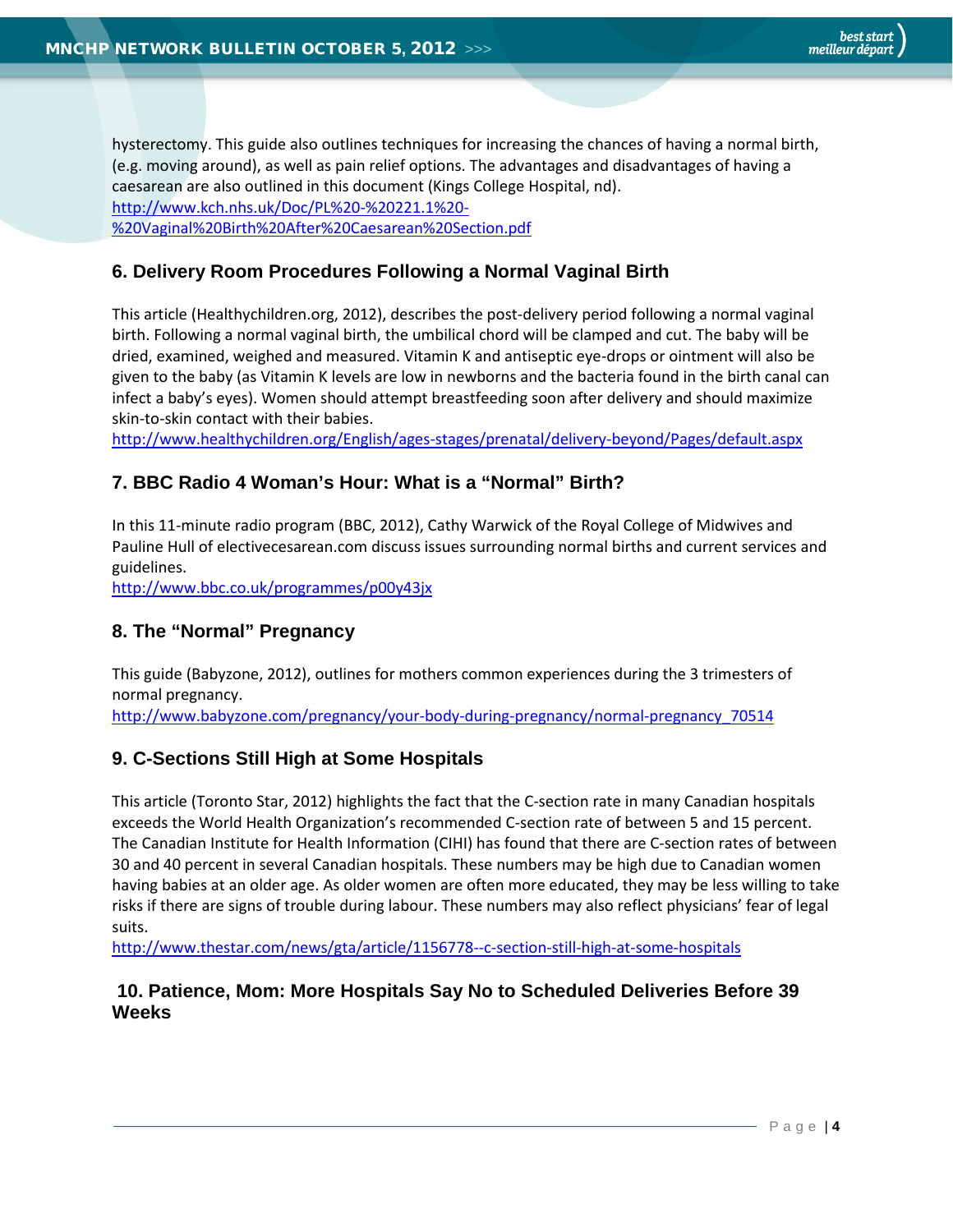hysterectomy. This guide also outlines techniques for increasing the chances of having a normal birth, (e.g. moving around), as well as pain relief options. The advantages and disadvantages of having a caesarean are also outlined in this document (Kings College Hospital, nd).
http://www.kch.nhs.uk/Doc/PL%20-%20221.1%20-%20Vaginal%20Birth%20After%20Caesarean%20Section.pdf

### 6. Delivery Room Procedures Following a Normal Vaginal Birth

This article (Healthychildren.org, 2012), describes the post-delivery period following a normal vaginal birth. Following a normal vaginal birth, the umbilical chord will be clamped and cut. The baby will be dried, examined, weighed and measured. Vitamin K and antiseptic eye-drops or ointment will also be given to the baby (as Vitamin K levels are low in newborns and the bacteria found in the birth canal can infect a baby's eyes). Women should attempt breastfeeding soon after delivery and should maximize skin-to-skin contact with their babies.
http://www.healthychildren.org/English/ages-stages/prenatal/delivery-beyond/Pages/default.aspx

### 7. BBC Radio 4 Woman's Hour: What is a "Normal" Birth?

In this 11-minute radio program (BBC, 2012), Cathy Warwick of the Royal College of Midwives and Pauline Hull of electivecesarean.com discuss issues surrounding normal births and current services and guidelines.
http://www.bbc.co.uk/programmes/p00y43jx

### 8. The "Normal" Pregnancy

This guide (Babyzone, 2012), outlines for mothers common experiences during the 3 trimesters of normal pregnancy.
http://www.babyzone.com/pregnancy/your-body-during-pregnancy/normal-pregnancy_70514

### 9. C-Sections Still High at Some Hospitals

This article (Toronto Star, 2012) highlights the fact that the C-section rate in many Canadian hospitals exceeds the World Health Organization's recommended C-section rate of between 5 and 15 percent. The Canadian Institute for Health Information (CIHI) has found that there are C-section rates of between 30 and 40 percent in several Canadian hospitals. These numbers may be high due to Canadian women having babies at an older age. As older women are often more educated, they may be less willing to take risks if there are signs of trouble during labour. These numbers may also reflect physicians' fear of legal suits.
http://www.thestar.com/news/gta/article/1156778--c-section-still-high-at-some-hospitals

### 10. Patience, Mom: More Hospitals Say No to Scheduled Deliveries Before 39 Weeks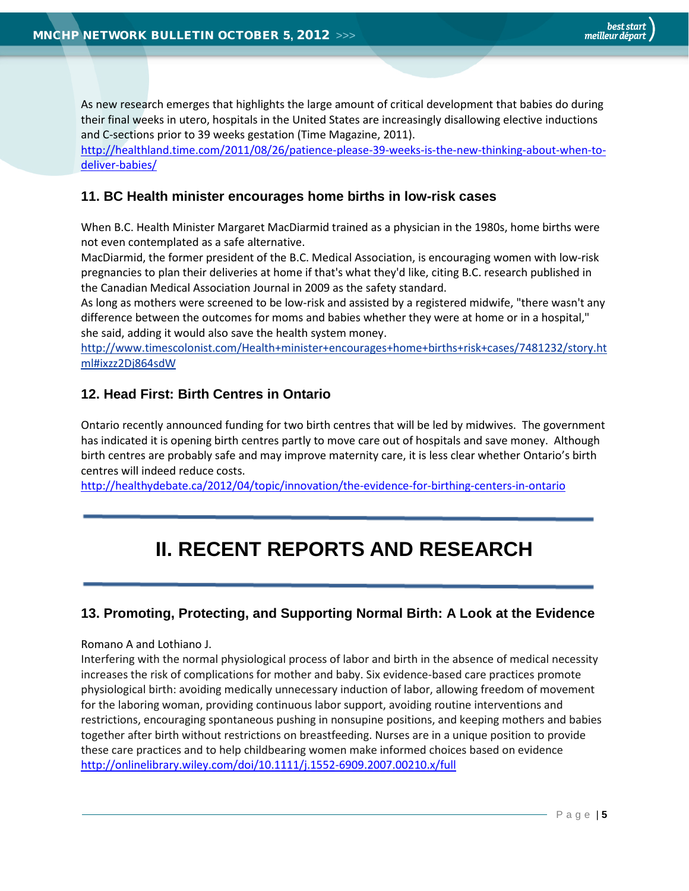As new research emerges that highlights the large amount of critical development that babies do during their final weeks in utero, hospitals in the United States are increasingly disallowing elective inductions and C-sections prior to 39 weeks gestation (Time Magazine, 2011).
http://healthland.time.com/2011/08/26/patience-please-39-weeks-is-the-new-thinking-about-when-to-deliver-babies/

### 11. BC Health minister encourages home births in low-risk cases

When B.C. Health Minister Margaret MacDiarmid trained as a physician in the 1980s, home births were not even contemplated as a safe alternative.
MacDiarmid, the former president of the B.C. Medical Association, is encouraging women with low-risk pregnancies to plan their deliveries at home if that's what they'd like, citing B.C. research published in the Canadian Medical Association Journal in 2009 as the safety standard.
As long as mothers were screened to be low-risk and assisted by a registered midwife, "there wasn't any difference between the outcomes for moms and babies whether they were at home or in a hospital," she said, adding it would also save the health system money.
http://www.timescolonist.com/Health+minister+encourages+home+births+risk+cases/7481232/story.html#ixzz2Dj864sdW

### 12. Head First: Birth Centres in Ontario

Ontario recently announced funding for two birth centres that will be led by midwives. The government has indicated it is opening birth centres partly to move care out of hospitals and save money. Although birth centres are probably safe and may improve maternity care, it is less clear whether Ontario's birth centres will indeed reduce costs.
http://healthydebate.ca/2012/04/topic/innovation/the-evidence-for-birthing-centers-in-ontario

---

## II. RECENT REPORTS AND RESEARCH

---

### 13. Promoting, Protecting, and Supporting Normal Birth: A Look at the Evidence

Romano A and Lothiano J.
Interfering with the normal physiological process of labor and birth in the absence of medical necessity increases the risk of complications for mother and baby. Six evidence-based care practices promote physiological birth: avoiding medically unnecessary induction of labor, allowing freedom of movement for the laboring woman, providing continuous labor support, avoiding routine interventions and restrictions, encouraging spontaneous pushing in nonsupine positions, and keeping mothers and babies together after birth without restrictions on breastfeeding. Nurses are in a unique position to provide these care practices and to help childbearing women make informed choices based on evidence
http://onlinelibrary.wiley.com/doi/10.1111/j.1552-6909.2007.00210.x/full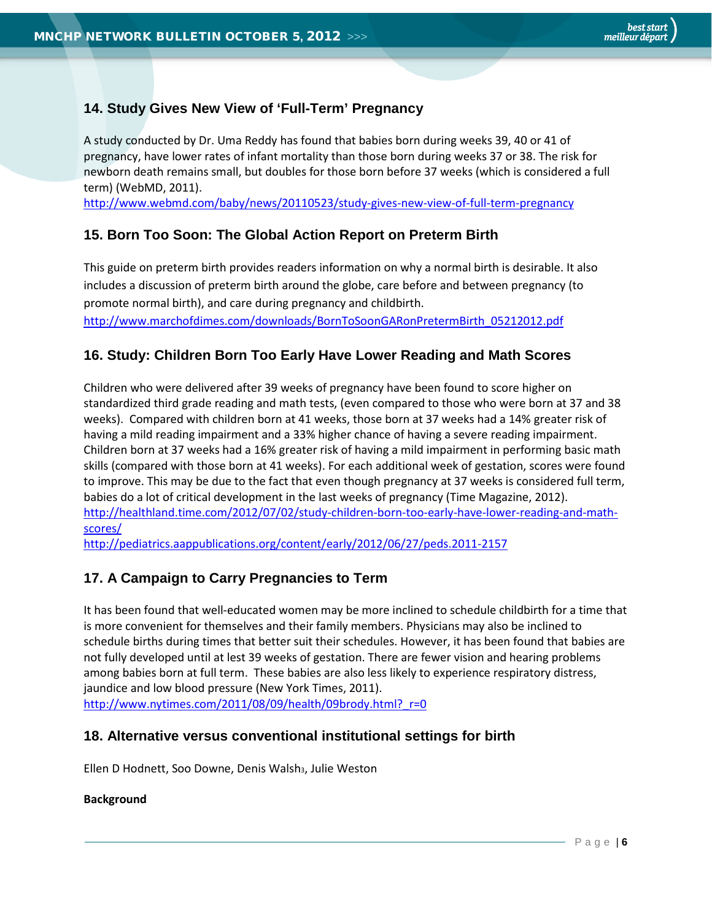## 14. Study Gives New View of 'Full-Term' Pregnancy

A study conducted by Dr. Uma Reddy has found that babies born during weeks 39, 40 or 41 of pregnancy, have lower rates of infant mortality than those born during weeks 37 or 38. The risk for newborn death remains small, but doubles for those born before 37 weeks (which is considered a full term) (WebMD, 2011).
http://www.webmd.com/baby/news/20110523/study-gives-new-view-of-full-term-pregnancy

## 15. Born Too Soon: The Global Action Report on Preterm Birth

This guide on preterm birth provides readers information on why a normal birth is desirable. It also includes a discussion of preterm birth around the globe, care before and between pregnancy (to promote normal birth), and care during pregnancy and childbirth.
http://www.marchofdimes.com/downloads/BornToSoonGARonPretermBirth_05212012.pdf

## 16. Study: Children Born Too Early Have Lower Reading and Math Scores

Children who were delivered after 39 weeks of pregnancy have been found to score higher on standardized third grade reading and math tests, (even compared to those who were born at 37 and 38 weeks). Compared with children born at 41 weeks, those born at 37 weeks had a 14% greater risk of having a mild reading impairment and a 33% higher chance of having a severe reading impairment. Children born at 37 weeks had a 16% greater risk of having a mild impairment in performing basic math skills (compared with those born at 41 weeks). For each additional week of gestation, scores were found to improve. This may be due to the fact that even though pregnancy at 37 weeks is considered full term, babies do a lot of critical development in the last weeks of pregnancy (Time Magazine, 2012).
http://healthland.time.com/2012/07/02/study-children-born-too-early-have-lower-reading-and-math-scores/
http://pediatrics.aappublications.org/content/early/2012/06/27/peds.2011-2157

## 17. A Campaign to Carry Pregnancies to Term

It has been found that well-educated women may be more inclined to schedule childbirth for a time that is more convenient for themselves and their family members. Physicians may also be inclined to schedule births during times that better suit their schedules. However, it has been found that babies are not fully developed until at lest 39 weeks of gestation. There are fewer vision and hearing problems among babies born at full term. These babies are also less likely to experience respiratory distress, jaundice and low blood pressure (New York Times, 2011).
http://www.nytimes.com/2011/08/09/health/09brody.html?_r=0

## 18. Alternative versus conventional institutional settings for birth

Ellen D Hodnett, Soo Downe, Denis Walsh[3], Julie Weston

**Background**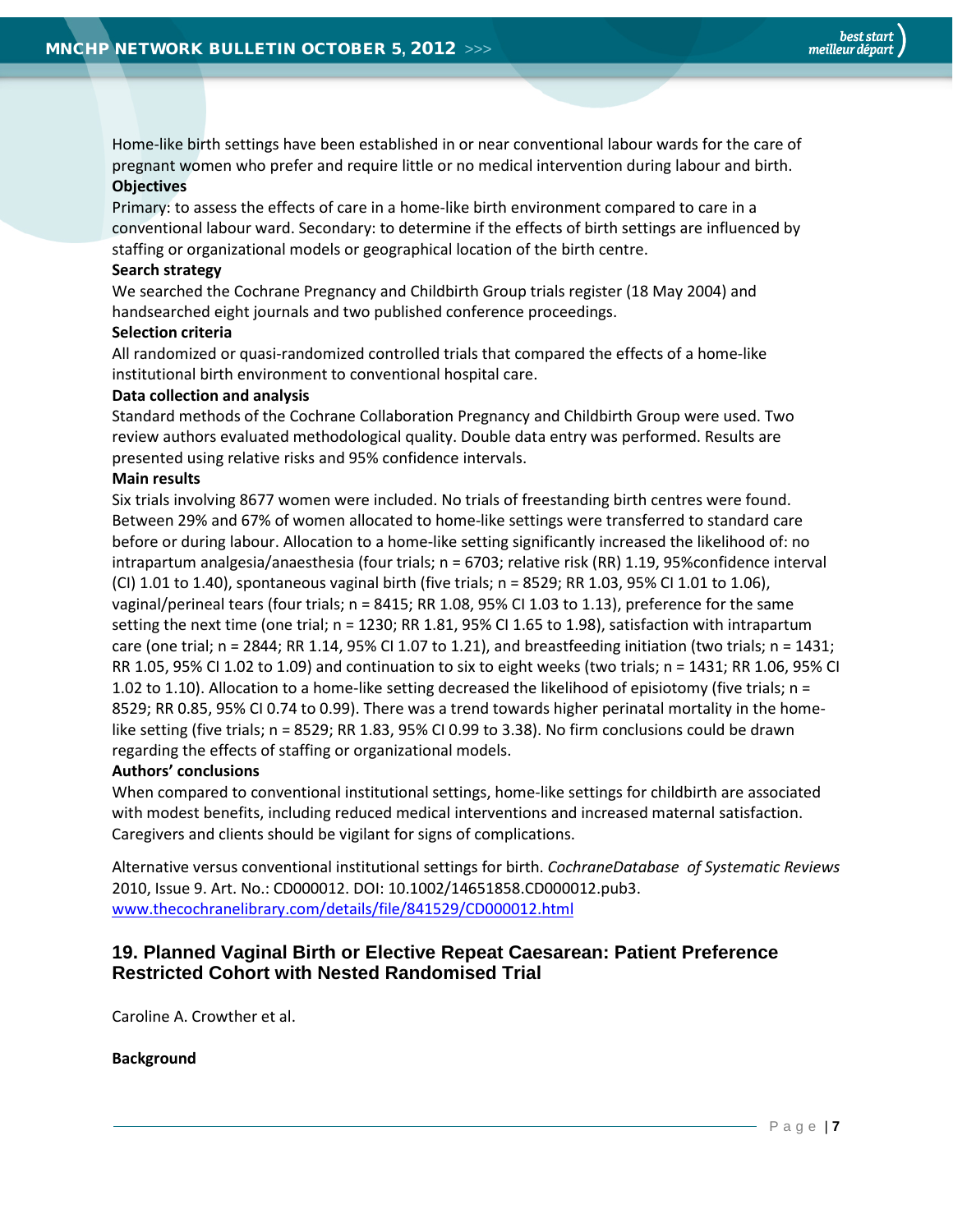Home-like birth settings have been established in or near conventional labour wards for the care of pregnant women who prefer and require little or no medical intervention during labour and birth.

**Objectives**

Primary: to assess the effects of care in a home-like birth environment compared to care in a conventional labour ward. Secondary: to determine if the effects of birth settings are influenced by staffing or organizational models or geographical location of the birth centre.

**Search strategy**

We searched the Cochrane Pregnancy and Childbirth Group trials register (18 May 2004) and handsearched eight journals and two published conference proceedings.

**Selection criteria**

All randomized or quasi-randomized controlled trials that compared the effects of a home-like institutional birth environment to conventional hospital care.

**Data collection and analysis**

Standard methods of the Cochrane Collaboration Pregnancy and Childbirth Group were used. Two review authors evaluated methodological quality. Double data entry was performed. Results are presented using relative risks and 95% confidence intervals.

**Main results**

Six trials involving 8677 women were included. No trials of freestanding birth centres were found. Between 29% and 67% of women allocated to home-like settings were transferred to standard care before or during labour. Allocation to a home-like setting significantly increased the likelihood of: no intrapartum analgesia/anaesthesia (four trials; n = 6703; relative risk (RR) 1.19, 95%confidence interval (CI) 1.01 to 1.40), spontaneous vaginal birth (five trials; n = 8529; RR 1.03, 95% CI 1.01 to 1.06), vaginal/perineal tears (four trials; n = 8415; RR 1.08, 95% CI 1.03 to 1.13), preference for the same setting the next time (one trial; n = 1230; RR 1.81, 95% CI 1.65 to 1.98), satisfaction with intrapartum care (one trial; n = 2844; RR 1.14, 95% CI 1.07 to 1.21), and breastfeeding initiation (two trials; n = 1431; RR 1.05, 95% CI 1.02 to 1.09) and continuation to six to eight weeks (two trials; n = 1431; RR 1.06, 95% CI 1.02 to 1.10). Allocation to a home-like setting decreased the likelihood of episiotomy (five trials; n = 8529; RR 0.85, 95% CI 0.74 to 0.99). There was a trend towards higher perinatal mortality in the home-like setting (five trials; n = 8529; RR 1.83, 95% CI 0.99 to 3.38). No firm conclusions could be drawn regarding the effects of staffing or organizational models.

**Authors' conclusions**

When compared to conventional institutional settings, home-like settings for childbirth are associated with modest benefits, including reduced medical interventions and increased maternal satisfaction. Caregivers and clients should be vigilant for signs of complications.

Alternative versus conventional institutional settings for birth. *CochraneDatabase of Systematic Reviews* 2010, Issue 9. Art. No.: CD000012. DOI: 10.1002/14651858.CD000012.pub3.
[www.thecochranelibrary.com/details/file/841529/CD000012.html](www.thecochranelibrary.com/details/file/841529/CD000012.html)

## 19. Planned Vaginal Birth or Elective Repeat Caesarean: Patient Preference Restricted Cohort with Nested Randomised Trial

Caroline A. Crowther et al.

**Background**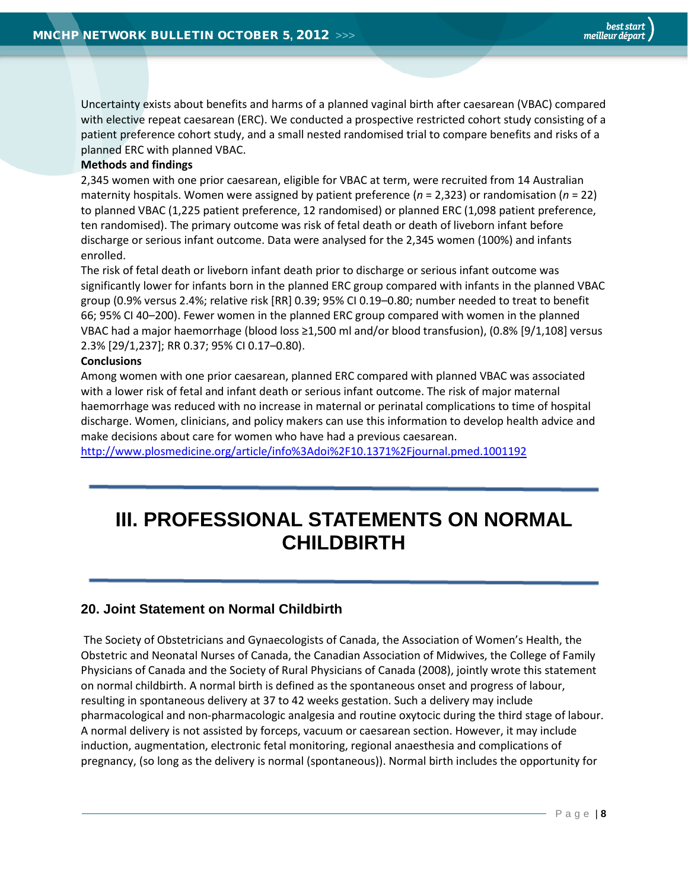Uncertainty exists about benefits and harms of a planned vaginal birth after caesarean (VBAC) compared with elective repeat caesarean (ERC). We conducted a prospective restricted cohort study consisting of a patient preference cohort study, and a small nested randomised trial to compare benefits and risks of a planned ERC with planned VBAC.

**Methods and findings**

2,345 women with one prior caesarean, eligible for VBAC at term, were recruited from 14 Australian maternity hospitals. Women were assigned by patient preference (*n* = 2,323) or randomisation (*n* = 22) to planned VBAC (1,225 patient preference, 12 randomised) or planned ERC (1,098 patient preference, ten randomised). The primary outcome was risk of fetal death or death of liveborn infant before discharge or serious infant outcome. Data were analysed for the 2,345 women (100%) and infants enrolled.

The risk of fetal death or liveborn infant death prior to discharge or serious infant outcome was significantly lower for infants born in the planned ERC group compared with infants in the planned VBAC group (0.9% versus 2.4%; relative risk [RR] 0.39; 95% CI 0.19–0.80; number needed to treat to benefit 66; 95% CI 40–200). Fewer women in the planned ERC group compared with women in the planned VBAC had a major haemorrhage (blood loss ≥1,500 ml and/or blood transfusion), (0.8% [9/1,108] versus 2.3% [29/1,237]; RR 0.37; 95% CI 0.17–0.80).

**Conclusions**

Among women with one prior caesarean, planned ERC compared with planned VBAC was associated with a lower risk of fetal and infant death or serious infant outcome. The risk of major maternal haemorrhage was reduced with no increase in maternal or perinatal complications to time of hospital discharge. Women, clinicians, and policy makers can use this information to develop health advice and make decisions about care for women who have had a previous caesarean.

http://www.plosmedicine.org/article/info%3Adoi%2F10.1371%2Fjournal.pmed.1001192

---

# III. PROFESSIONAL STATEMENTS ON NORMAL CHILDBIRTH

---

## 20. Joint Statement on Normal Childbirth

The Society of Obstetricians and Gynaecologists of Canada, the Association of Women's Health, the Obstetric and Neonatal Nurses of Canada, the Canadian Association of Midwives, the College of Family Physicians of Canada and the Society of Rural Physicians of Canada (2008), jointly wrote this statement on normal childbirth. A normal birth is defined as the spontaneous onset and progress of labour, resulting in spontaneous delivery at 37 to 42 weeks gestation. Such a delivery may include pharmacological and non-pharmacologic analgesia and routine oxytocic during the third stage of labour. A normal delivery is not assisted by forceps, vacuum or caesarean section. However, it may include induction, augmentation, electronic fetal monitoring, regional anaesthesia and complications of pregnancy, (so long as the delivery is normal (spontaneous)). Normal birth includes the opportunity for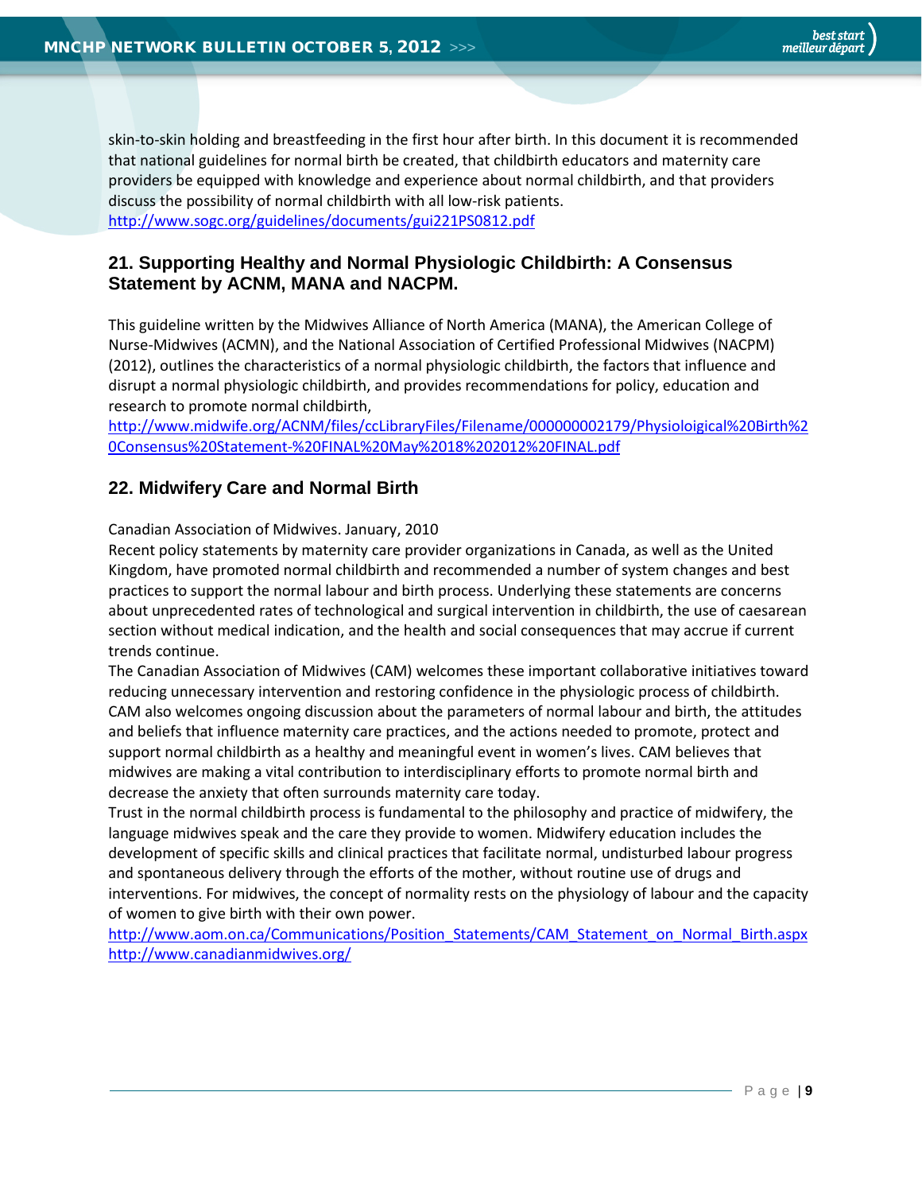skin-to-skin holding and breastfeeding in the first hour after birth. In this document it is recommended that national guidelines for normal birth be created, that childbirth educators and maternity care providers be equipped with knowledge and experience about normal childbirth, and that providers discuss the possibility of normal childbirth with all low-risk patients.
http://www.sogc.org/guidelines/documents/gui221PS0812.pdf

## 21. Supporting Healthy and Normal Physiologic Childbirth: A Consensus Statement by ACNM, MANA and NACPM.

This guideline written by the Midwives Alliance of North America (MANA), the American College of Nurse-Midwives (ACMN), and the National Association of Certified Professional Midwives (NACPM) (2012), outlines the characteristics of a normal physiologic childbirth, the factors that influence and disrupt a normal physiologic childbirth, and provides recommendations for policy, education and research to promote normal childbirth,
http://www.midwife.org/ACNM/files/ccLibraryFiles/Filename/000000002179/Physioloigical%20Birth%20Consensus%20Statement-%20FINAL%20May%2018%202012%20FINAL.pdf

## 22. Midwifery Care and Normal Birth

Canadian Association of Midwives. January, 2010
Recent policy statements by maternity care provider organizations in Canada, as well as the United Kingdom, have promoted normal childbirth and recommended a number of system changes and best practices to support the normal labour and birth process. Underlying these statements are concerns about unprecedented rates of technological and surgical intervention in childbirth, the use of caesarean section without medical indication, and the health and social consequences that may accrue if current trends continue.
The Canadian Association of Midwives (CAM) welcomes these important collaborative initiatives toward reducing unnecessary intervention and restoring confidence in the physiologic process of childbirth. CAM also welcomes ongoing discussion about the parameters of normal labour and birth, the attitudes and beliefs that influence maternity care practices, and the actions needed to promote, protect and support normal childbirth as a healthy and meaningful event in women's lives. CAM believes that midwives are making a vital contribution to interdisciplinary efforts to promote normal birth and decrease the anxiety that often surrounds maternity care today.
Trust in the normal childbirth process is fundamental to the philosophy and practice of midwifery, the language midwives speak and the care they provide to women. Midwifery education includes the development of specific skills and clinical practices that facilitate normal, undisturbed labour progress and spontaneous delivery through the efforts of the mother, without routine use of drugs and interventions. For midwives, the concept of normality rests on the physiology of labour and the capacity of women to give birth with their own power.
http://www.aom.on.ca/Communications/Position_Statements/CAM_Statement_on_Normal_Birth.aspx
http://www.canadianmidwives.org/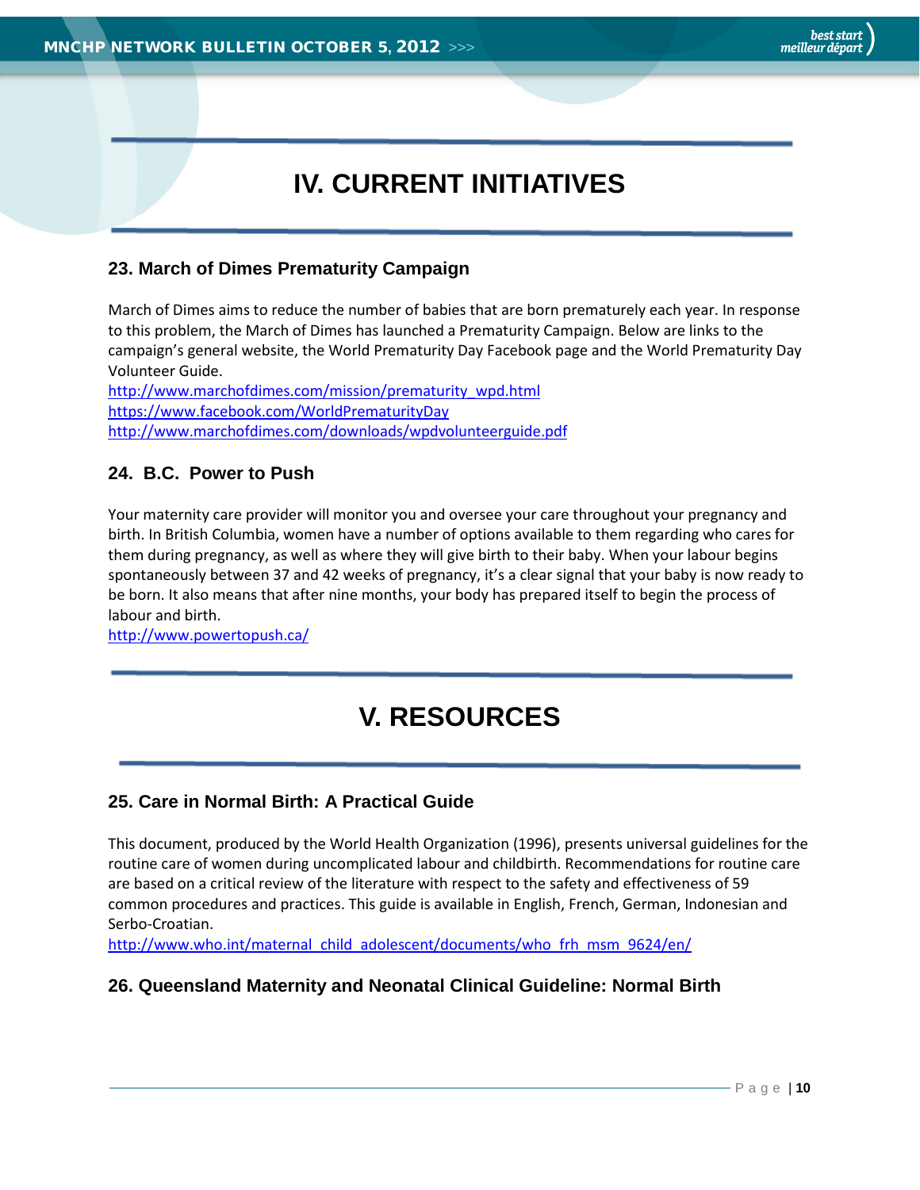# IV. CURRENT INITIATIVES

### 23. March of Dimes Prematurity Campaign

March of Dimes aims to reduce the number of babies that are born prematurely each year. In response to this problem, the March of Dimes has launched a Prematurity Campaign. Below are links to the campaign's general website, the World Prematurity Day Facebook page and the World Prematurity Day Volunteer Guide.
http://www.marchofdimes.com/mission/prematurity_wpd.html
https://www.facebook.com/WorldPrematurityDay
http://www.marchofdimes.com/downloads/wpdvolunteerguide.pdf

### 24. B.C. Power to Push

Your maternity care provider will monitor you and oversee your care throughout your pregnancy and birth. In British Columbia, women have a number of options available to them regarding who cares for them during pregnancy, as well as where they will give birth to their baby. When your labour begins spontaneously between 37 and 42 weeks of pregnancy, it's a clear signal that your baby is now ready to be born. It also means that after nine months, your body has prepared itself to begin the process of labour and birth.
http://www.powertopush.ca/

# V. RESOURCES

### 25. Care in Normal Birth: A Practical Guide

This document, produced by the World Health Organization (1996), presents universal guidelines for the routine care of women during uncomplicated labour and childbirth. Recommendations for routine care are based on a critical review of the literature with respect to the safety and effectiveness of 59 common procedures and practices. This guide is available in English, French, German, Indonesian and Serbo-Croatian.
http://www.who.int/maternal_child_adolescent/documents/who_frh_msm_9624/en/

### 26. Queensland Maternity and Neonatal Clinical Guideline: Normal Birth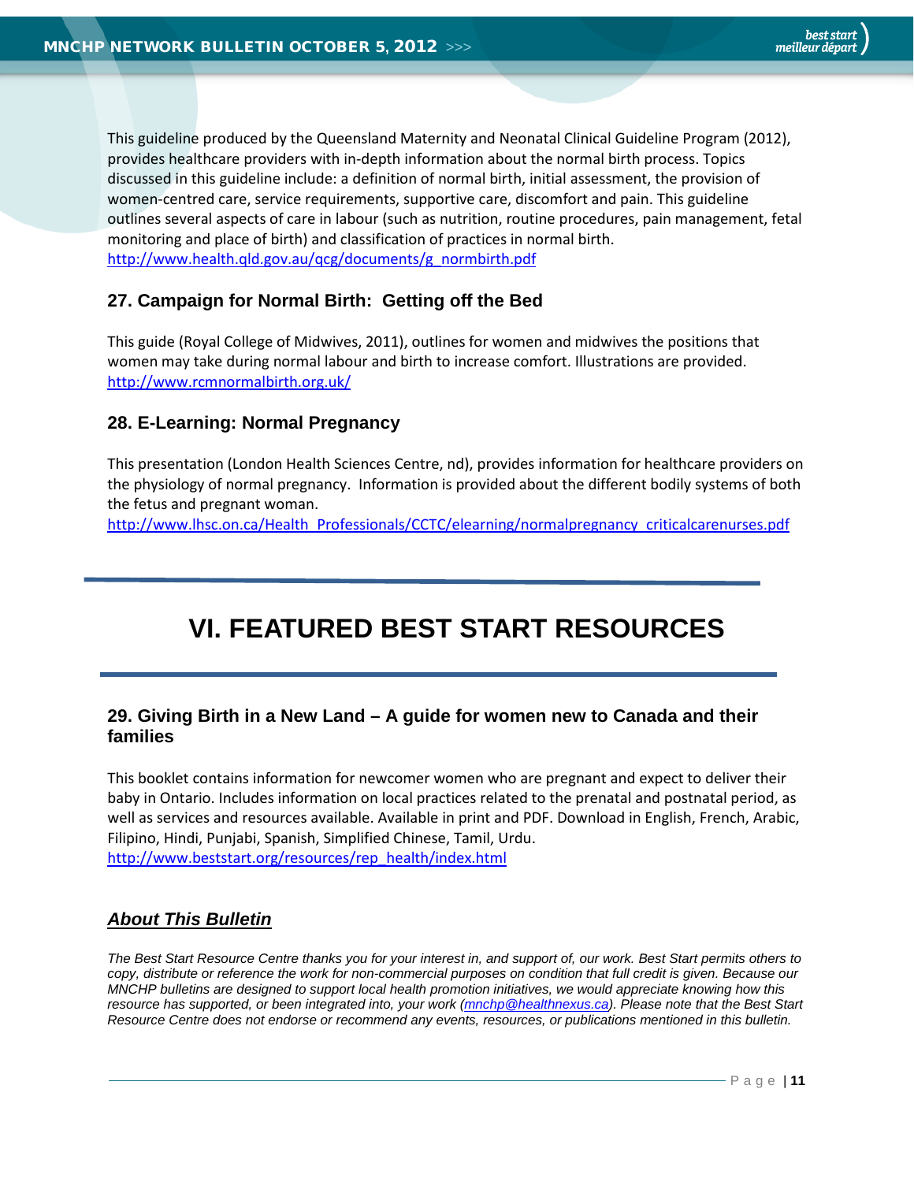This guideline produced by the Queensland Maternity and Neonatal Clinical Guideline Program (2012), provides healthcare providers with in-depth information about the normal birth process. Topics discussed in this guideline include: a definition of normal birth, initial assessment, the provision of women-centred care, service requirements, supportive care, discomfort and pain. This guideline outlines several aspects of care in labour (such as nutrition, routine procedures, pain management, fetal monitoring and place of birth) and classification of practices in normal birth.
http://www.health.qld.gov.au/qcg/documents/g_normbirth.pdf

### 27. Campaign for Normal Birth: Getting off the Bed

This guide (Royal College of Midwives, 2011), outlines for women and midwives the positions that women may take during normal labour and birth to increase comfort. Illustrations are provided.
http://www.rcmnormalbirth.org.uk/

### 28. E-Learning: Normal Pregnancy

This presentation (London Health Sciences Centre, nd), provides information for healthcare providers on the physiology of normal pregnancy. Information is provided about the different bodily systems of both the fetus and pregnant woman.
http://www.lhsc.on.ca/Health_Professionals/CCTC/elearning/normalpregnancy_criticalcarenurses.pdf

---

# VI. FEATURED BEST START RESOURCES

---

### 29. Giving Birth in a New Land – A guide for women new to Canada and their families

This booklet contains information for newcomer women who are pregnant and expect to deliver their baby in Ontario. Includes information on local practices related to the prenatal and postnatal period, as well as services and resources available. Available in print and PDF. Download in English, French, Arabic, Filipino, Hindi, Punjabi, Spanish, Simplified Chinese, Tamil, Urdu.
http://www.beststart.org/resources/rep_health/index.html

### ***About This Bulletin***

*The Best Start Resource Centre thanks you for your interest in, and support of, our work. Best Start permits others to copy, distribute or reference the work for non-commercial purposes on condition that full credit is given. Because our MNCHP bulletins are designed to support local health promotion initiatives, we would appreciate knowing how this resource has supported, or been integrated into, your work (mnchp@healthnexus.ca). Please note that the Best Start Resource Centre does not endorse or recommend any events, resources, or publications mentioned in this bulletin.*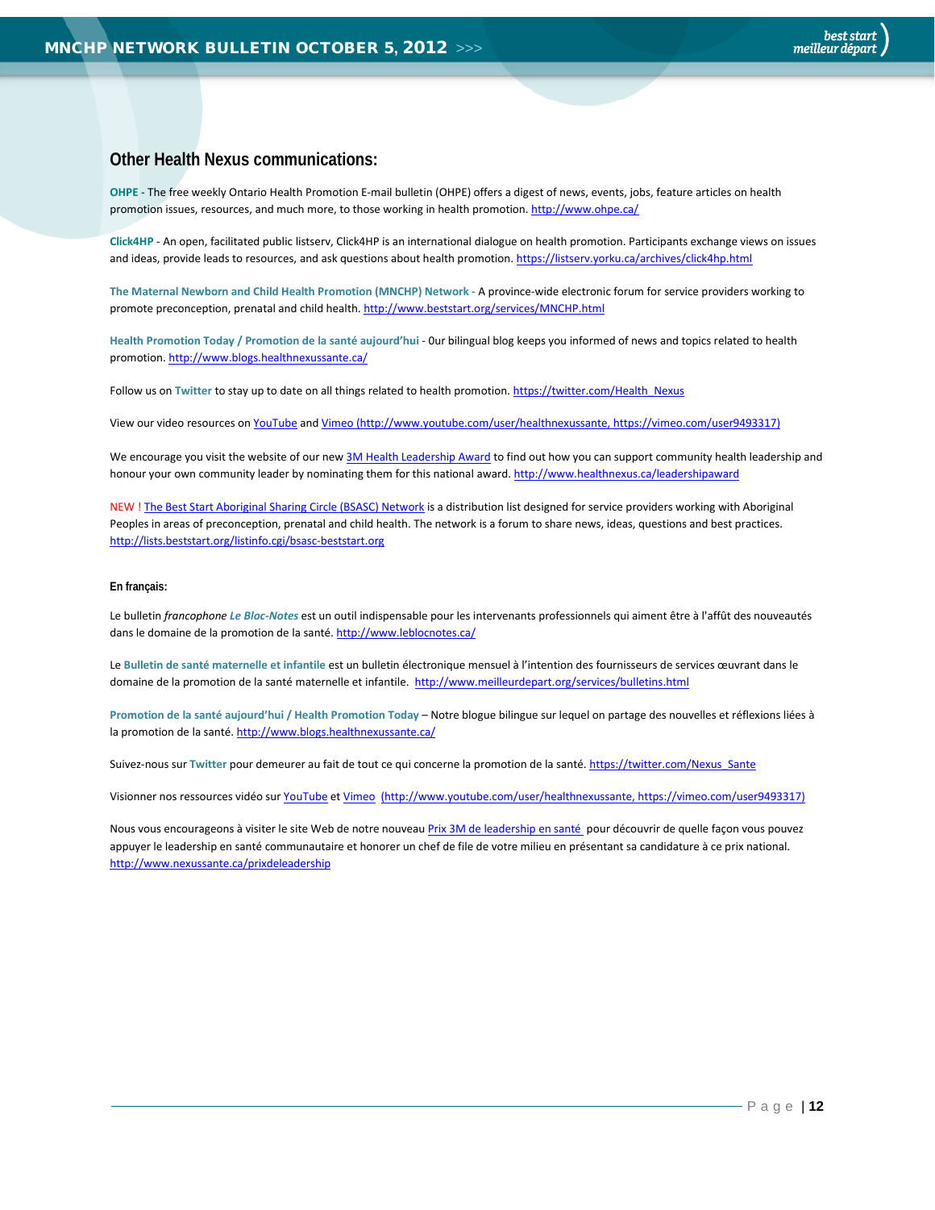## Other Health Nexus communications:

**OHPE** - The free weekly Ontario Health Promotion E-mail bulletin (OHPE) offers a digest of news, events, jobs, feature articles on health promotion issues, resources, and much more, to those working in health promotion. http://www.ohpe.ca/

**Click4HP** - An open, facilitated public listserv, Click4HP is an international dialogue on health promotion. Participants exchange views on issues and ideas, provide leads to resources, and ask questions about health promotion. https://listserv.yorku.ca/archives/click4hp.html

**The Maternal Newborn and Child Health Promotion (MNCHP) Network** - A province-wide electronic forum for service providers working to promote preconception, prenatal and child health. http://www.beststart.org/services/MNCHP.html

**Health Promotion Today / Promotion de la santé aujourd'hui** - Our bilingual blog keeps you informed of news and topics related to health promotion. http://www.blogs.healthnexussante.ca/

Follow us on **Twitter** to stay up to date on all things related to health promotion. https://twitter.com/Health_Nexus

View our video resources on YouTube and Vimeo (http://www.youtube.com/user/healthnexussante, https://vimeo.com/user9493317)

We encourage you visit the website of our new 3M Health Leadership Award to find out how you can support community health leadership and honour your own community leader by nominating them for this national award. http://www.healthnexus.ca/leadershipaward

NEW ! The Best Start Aboriginal Sharing Circle (BSASC) Network is a distribution list designed for service providers working with Aboriginal Peoples in areas of preconception, prenatal and child health. The network is a forum to share news, ideas, questions and best practices. http://lists.beststart.org/listinfo.cgi/bsasc-beststart.org

#### En français:

Le bulletin *francophone* ***Le Bloc-Notes*** est un outil indispensable pour les intervenants professionnels qui aiment être à l'affût des nouveautés dans le domaine de la promotion de la santé. http://www.leblocnotes.ca/

Le **Bulletin de santé maternelle et infantile** est un bulletin électronique mensuel à l'intention des fournisseurs de services œuvrant dans le domaine de la promotion de la santé maternelle et infantile. http://www.meilleurdepart.org/services/bulletins.html

**Promotion de la santé aujourd'hui / Health Promotion Today** – Notre blogue bilingue sur lequel on partage des nouvelles et réflexions liées à la promotion de la santé. http://www.blogs.healthnexussante.ca/

Suivez-nous sur **Twitter** pour demeurer au fait de tout ce qui concerne la promotion de la santé. https://twitter.com/Nexus_Sante

Visionner nos ressources vidéo sur YouTube et Vimeo (http://www.youtube.com/user/healthnexussante, https://vimeo.com/user9493317)

Nous vous encourageons à visiter le site Web de notre nouveau Prix 3M de leadership en santé pour découvrir de quelle façon vous pouvez appuyer le leadership en santé communautaire et honorer un chef de file de votre milieu en présentant sa candidature à ce prix national. http://www.nexussante.ca/prixdeleadership